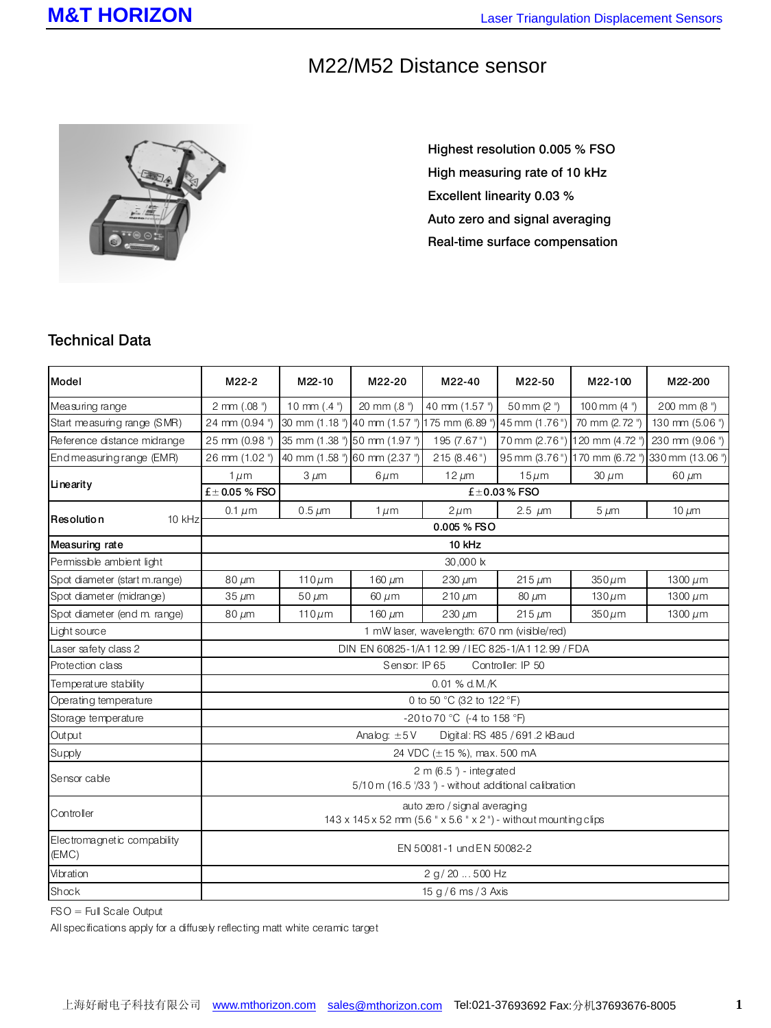# M22/M52 Distance sensor

- Highest resolution 0.005 % FSO
- High measuring rate of 10 kHz
- Excellent linearity 0.03 %
- Auto zero and signal averaging
- Real-time surface compensation

## Technical Data

| Model | M22-2 | M22-10 | M22-20 | M22-40 | M22-50 | M22-100 | M22-200 |
|---|---|---|---|---|---|---|---|
| Measuring range | 2 mm (.08 ") | 10 mm (.4 ") | 20 mm (.8 ") | 40 mm (1.57 ") | 50 mm (2 ") | 100 mm (4 ") | 200 mm (8 ") |
| Start measuring range (SMR) | 24 mm (0.94 ") | 30 mm (1.18 ") | 40 mm (1.57 ") | 175 mm (6.89 ") | 45 mm (1.76 ") | 70 mm (2.72 ") | 130 mm (5.06 ") |
| Reference distance midrange | 25 mm (0.98 ") | 35 mm (1.38 ") | 50 mm (1.97 ") | 195 (7.67 ") | 70 mm (2.76 ") | 120 mm (4.72 ") | 230 mm (9.06 ") |
| End measuring range (EMR) | 26 mm (1.02 ") | 40 mm (1.58 ") | 60 mm (2.37 ") | 215 (8.46 ") | 95 mm (3.76 ") | 170 mm (6.72 ") | 330 mm (13.06 ") |
| Linearity | 1 µm | 3 µm | 6 µm | 12 µm | 15 µm | 30 µm | 60 µm |
| | £± 0.05 % FSO | £±0.03 % FSO | | | | | |
| Resolution 10 kHz | 0.1 µm | 0.5 µm | 1 µm | 2 µm | 2.5 µm | 5 µm | 10 µm |
| | 0.005 % FSO | | | | | | |
| Measuring rate | 10 kHz | | | | | | |
| Permissible ambient light | 30,000 lx | | | | | | |
| Spot diameter (start m.range) | 80 µm | 110 µm | 160 µm | 230 µm | 215 µm | 350 µm | 1300 µm |
| Spot diameter (midrange) | 35 µm | 50 µm | 60 µm | 210 µm | 80 µm | 130 µm | 1300 µm |
| Spot diameter (end m. range) | 80 µm | 110 µm | 160 µm | 230 µm | 215 µm | 350 µm | 1300 µm |
| Light source | 1 mW laser, wavelength: 670 nm (visible/red) | | | | | | |
| Laser safety class 2 | DIN EN 60825-1/A1 12.99 / IEC 825-1/A1 12.99 / FDA | | | | | | |
| Protection class | Sensor: IP 65 Controller: IP 50 | | | | | | |
| Temperature stability | 0.01 % d.M./K | | | | | | |
| Operating temperature | 0 to 50 °C (32 to 122 °F) | | | | | | |
| Storage temperature | -20 to 70 °C (-4 to 158 °F) | | | | | | |
| Output | Analog: ±5 V Digital: RS 485 / 691.2 kBaud | | | | | | |
| Supply | 24 VDC (±15 %), max. 500 mA | | | | | | |
| Sensor cable | 2 m (6.5 ') - integrated<br>5/10 m (16.5 '/33 ') - without additional calibration | | | | | | |
| Controller | auto zero / signal averaging<br>143 x 145 x 52 mm (5.6 " x 5.6 " x 2 ") - without mounting clips | | | | | | |
| Electromagnetic compability (EMC) | EN 50081-1 und EN 50082-2 | | | | | | |
| Vibration | 2 g / 20 ... 500 Hz | | | | | | |
| Shock | 15 g / 6 ms / 3 Axis | | | | | | |

FSO = Full Scale Output

All specifications apply for a diffusely reflecting matt white ceramic target

上海好耐电子科技有限公司 www.mthorizon.com sales@mthorizon.com Tel:021-37693692 Fax:分机37693676-8005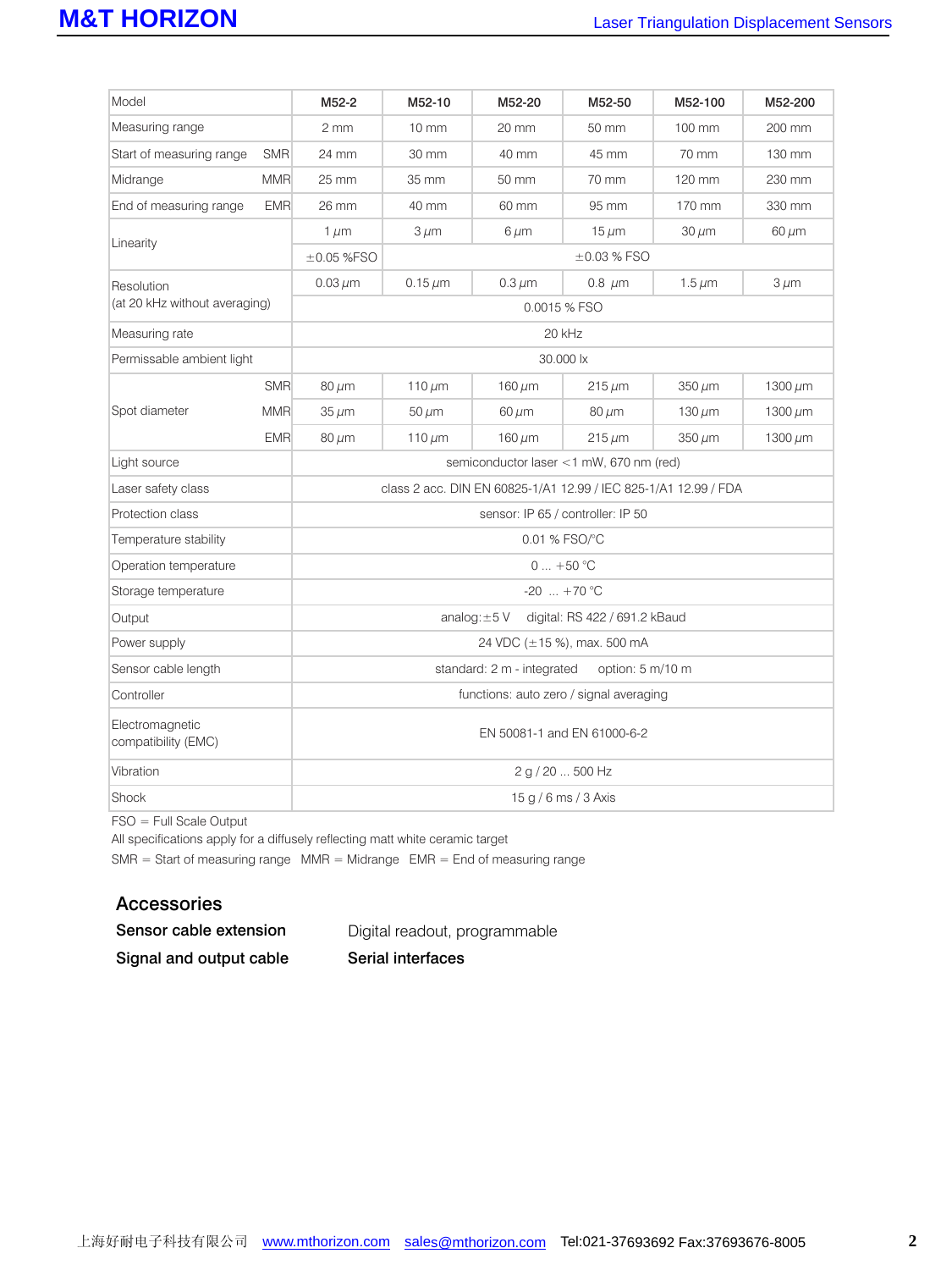| Model | | M52-2 | M52-10 | M52-20 | M52-50 | M52-100 | M52-200 |
|---|---|---|---|---|---|---|---|
| Measuring range | | 2 mm | 10 mm | 20 mm | 50 mm | 100 mm | 200 mm |
| Start of measuring range | SMR | 24 mm | 30 mm | 40 mm | 45 mm | 70 mm | 130 mm |
| Midrange | MMR | 25 mm | 35 mm | 50 mm | 70 mm | 120 mm | 230 mm |
| End of measuring range | EMR | 26 mm | 40 mm | 60 mm | 95 mm | 170 mm | 330 mm |
| Linearity | | 1 µm | 3 µm | 6 µm | 15 µm | 30 µm | 60 µm |
| | | ±0.05 %FSO | ±0.03 % FSO | | | | |
| Resolution (at 20 kHz without averaging) | | 0.03 µm | 0.15 µm | 0.3 µm | 0.8 µm | 1.5 µm | 3 µm |
| | | 0.0015 % FSO | | | | | |
| Measuring rate | | 20 kHz | | | | | |
| Permissable ambient light | | 30.000 lx | | | | | |
| Spot diameter | SMR | 80 µm | 110 µm | 160 µm | 215 µm | 350 µm | 1300 µm |
| | MMR | 35 µm | 50 µm | 60 µm | 80 µm | 130 µm | 1300 µm |
| | EMR | 80 µm | 110 µm | 160 µm | 215 µm | 350 µm | 1300 µm |
| Light source | | semiconductor laser <1 mW, 670 nm (red) | | | | | |
| Laser safety class | | class 2 acc. DIN EN 60825-1/A1 12.99 / IEC 825-1/A1 12.99 / FDA | | | | | |
| Protection class | | sensor: IP 65 / controller: IP 50 | | | | | |
| Temperature stability | | 0.01 % FSO/°C | | | | | |
| Operation temperature | | 0 ... +50 °C | | | | | |
| Storage temperature | | -20 ... +70 °C | | | | | |
| Output | | analog: ±5 V digital: RS 422 / 691.2 kBaud | | | | | |
| Power supply | | 24 VDC (±15 %), max. 500 mA | | | | | |
| Sensor cable length | | standard: 2 m - integrated option: 5 m/10 m | | | | | |
| Controller | | functions: auto zero / signal averaging | | | | | |
| Electromagnetic compatibility (EMC) | | EN 50081-1 and EN 61000-6-2 | | | | | |
| Vibration | | 2 g / 20 ... 500 Hz | | | | | |
| Shock | | 15 g / 6 ms / 3 Axis | | | | | |

FSO = Full Scale Output

All specifications apply for a diffusely reflecting matt white ceramic target

SMR = Start of measuring range MMR = Midrange EMR = End of measuring range

## Accessories

**Sensor cable extension** Digital readout, programmable

**Signal and output cable** **Serial interfaces**

上海好耐电子科技有限公司 www.mthorizon.com sales@mthorizon.com Tel:021-37693692 Fax:37693676-8005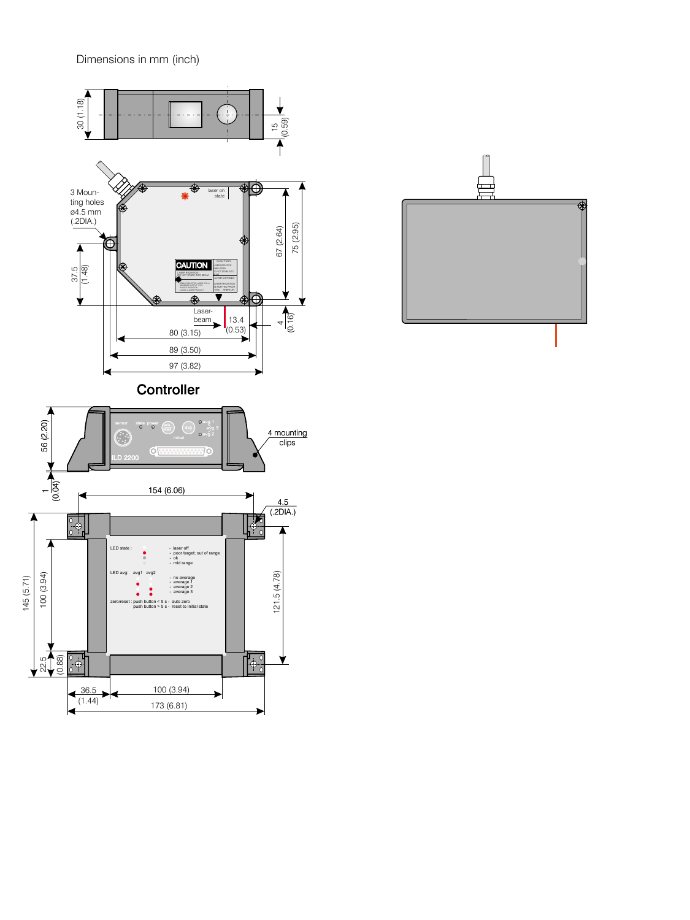Dimensions in mm (inch)

30 (1.18)

15 (0.59)

3 Mounting holes ø4.5 mm (.2DIA.)

laser on state

CAUTION

67 (2.64)

75 (2.95)

37.5 (1.48)

Laser-beam

13.4 (0.53)

4 (0.16)

80 (3.15)

89 (3.50)

97 (3.82)

## Controller

56 (2.20)

1 (0.04)

sensor state power zero avg in/out avg 1 avg 3 avg 2

ILD 2200

4 mounting clips

154 (6.06)

4.5 (.2DIA.)

LED state :
- laser off
- poor target; out of range
- ok
- mid range

LED avg: avg1 avg2
- no average
- average 1
- average 2
- average 3

zero/reset : push button < 5 s - auto zero
push button > 5 s - reset to initial state

145 (5.71)

100 (3.94)

121.5 (4.78)

22.5 (0.88)

36.5 (1.44)

100 (3.94)

173 (6.81)